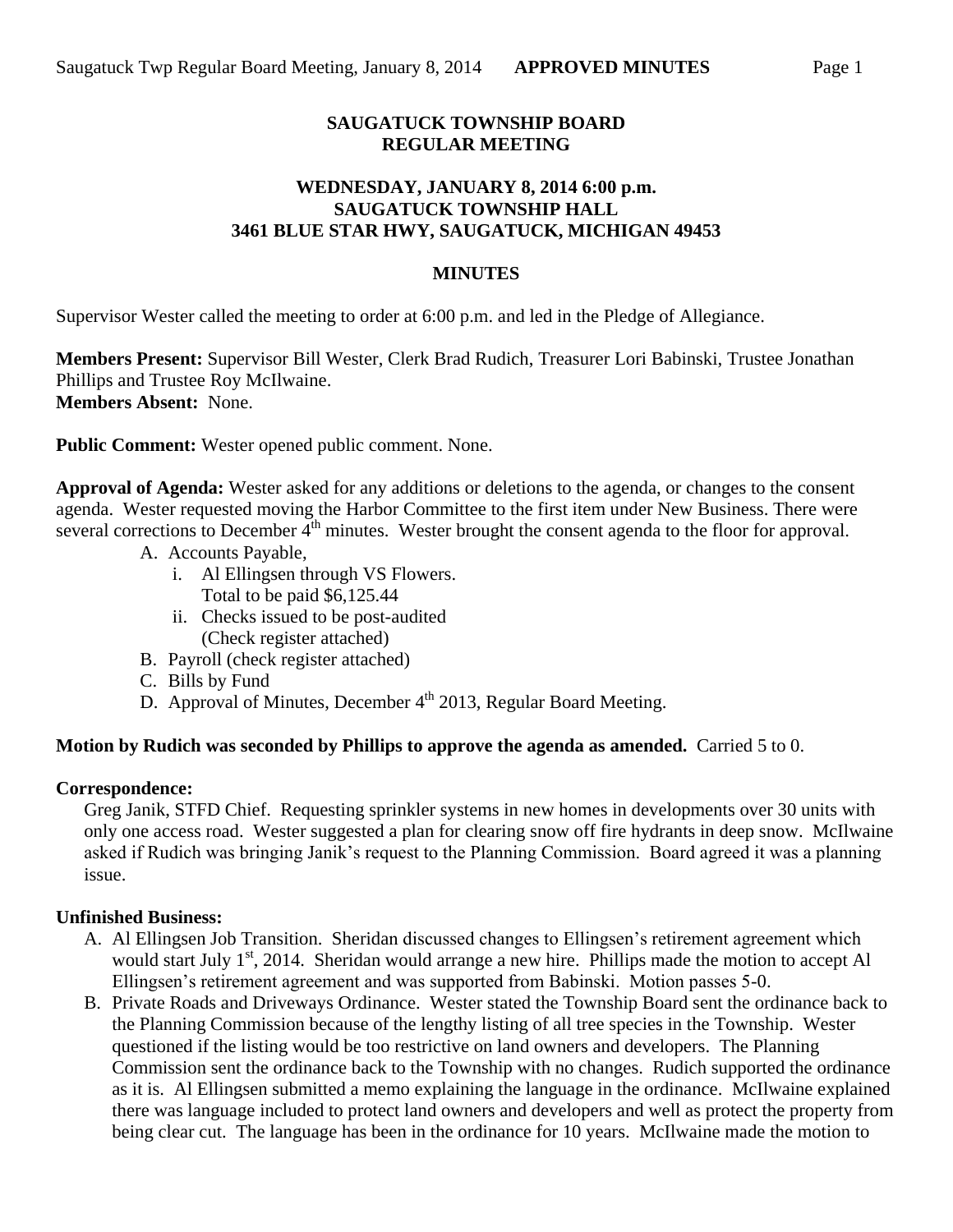# SAUGATUCK TOWNSHIP BOARD
# REGULAR MEETING

## WEDNESDAY, JANUARY 8, 2014 6:00 p.m.
## SAUGATUCK TOWNSHIP HALL
## 3461 BLUE STAR HWY, SAUGATUCK, MICHIGAN 49453

## MINUTES

Supervisor Wester called the meeting to order at 6:00 p.m. and led in the Pledge of Allegiance.

**Members Present:** Supervisor Bill Wester, Clerk Brad Rudich, Treasurer Lori Babinski, Trustee Jonathan Phillips and Trustee Roy McIlwaine.
**Members Absent:** None.

**Public Comment:** Wester opened public comment. None.

**Approval of Agenda:** Wester asked for any additions or deletions to the agenda, or changes to the consent agenda. Wester requested moving the Harbor Committee to the first item under New Business. There were several corrections to December 4th minutes. Wester brought the consent agenda to the floor for approval.

A. Accounts Payable,
   i. Al Ellingsen through VS Flowers.
      Total to be paid $6,125.44
   ii. Checks issued to be post-audited
      (Check register attached)
B. Payroll (check register attached)
C. Bills by Fund
D. Approval of Minutes, December 4th 2013, Regular Board Meeting.

**Motion by Rudich was seconded by Phillips to approve the agenda as amended.** Carried 5 to 0.

**Correspondence:**
Greg Janik, STFD Chief. Requesting sprinkler systems in new homes in developments over 30 units with only one access road. Wester suggested a plan for clearing snow off fire hydrants in deep snow. McIlwaine asked if Rudich was bringing Janik's request to the Planning Commission. Board agreed it was a planning issue.

**Unfinished Business:**

A. Al Ellingsen Job Transition. Sheridan discussed changes to Ellingsen's retirement agreement which would start July 1st, 2014. Sheridan would arrange a new hire. Phillips made the motion to accept Al Ellingsen's retirement agreement and was supported from Babinski. Motion passes 5-0.
B. Private Roads and Driveways Ordinance. Wester stated the Township Board sent the ordinance back to the Planning Commission because of the lengthy listing of all tree species in the Township. Wester questioned if the listing would be too restrictive on land owners and developers. The Planning Commission sent the ordinance back to the Township with no changes. Rudich supported the ordinance as it is. Al Ellingsen submitted a memo explaining the language in the ordinance. McIlwaine explained there was language included to protect land owners and developers and well as protect the property from being clear cut. The language has been in the ordinance for 10 years. McIlwaine made the motion to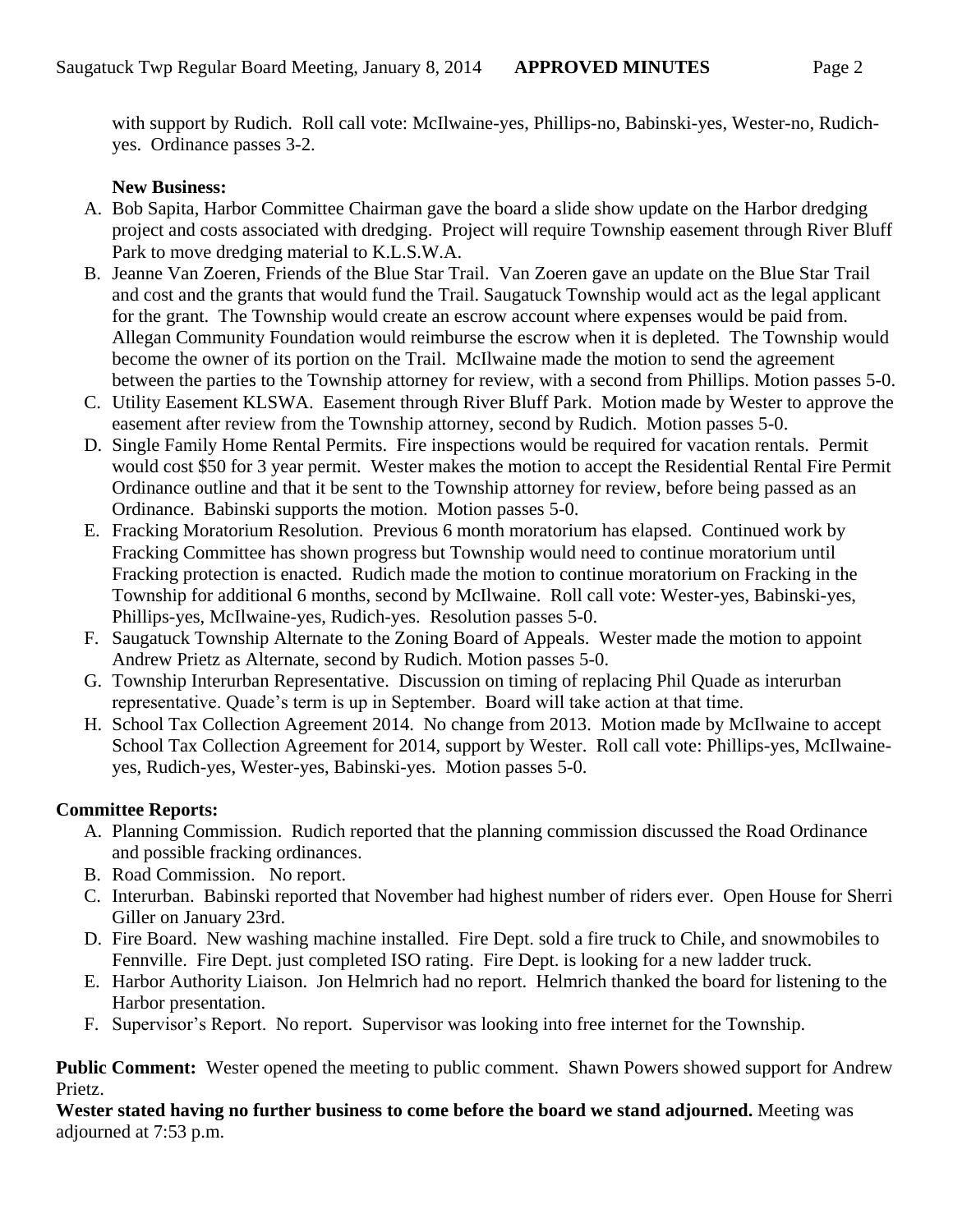with support by Rudich. Roll call vote: McIlwaine-yes, Phillips-no, Babinski-yes, Wester-no, Rudich-yes. Ordinance passes 3-2.

**New Business:**

A. Bob Sapita, Harbor Committee Chairman gave the board a slide show update on the Harbor dredging project and costs associated with dredging. Project will require Township easement through River Bluff Park to move dredging material to K.L.S.W.A.
B. Jeanne Van Zoeren, Friends of the Blue Star Trail. Van Zoeren gave an update on the Blue Star Trail and cost and the grants that would fund the Trail. Saugatuck Township would act as the legal applicant for the grant. The Township would create an escrow account where expenses would be paid from. Allegan Community Foundation would reimburse the escrow when it is depleted. The Township would become the owner of its portion on the Trail. McIlwaine made the motion to send the agreement between the parties to the Township attorney for review, with a second from Phillips. Motion passes 5-0.
C. Utility Easement KLSWA. Easement through River Bluff Park. Motion made by Wester to approve the easement after review from the Township attorney, second by Rudich. Motion passes 5-0.
D. Single Family Home Rental Permits. Fire inspections would be required for vacation rentals. Permit would cost $50 for 3 year permit. Wester makes the motion to accept the Residential Rental Fire Permit Ordinance outline and that it be sent to the Township attorney for review, before being passed as an Ordinance. Babinski supports the motion. Motion passes 5-0.
E. Fracking Moratorium Resolution. Previous 6 month moratorium has elapsed. Continued work by Fracking Committee has shown progress but Township would need to continue moratorium until Fracking protection is enacted. Rudich made the motion to continue moratorium on Fracking in the Township for additional 6 months, second by McIlwaine. Roll call vote: Wester-yes, Babinski-yes, Phillips-yes, McIlwaine-yes, Rudich-yes. Resolution passes 5-0.
F. Saugatuck Township Alternate to the Zoning Board of Appeals. Wester made the motion to appoint Andrew Prietz as Alternate, second by Rudich. Motion passes 5-0.
G. Township Interurban Representative. Discussion on timing of replacing Phil Quade as interurban representative. Quade's term is up in September. Board will take action at that time.
H. School Tax Collection Agreement 2014. No change from 2013. Motion made by McIlwaine to accept School Tax Collection Agreement for 2014, support by Wester. Roll call vote: Phillips-yes, McIlwaine-yes, Rudich-yes, Wester-yes, Babinski-yes. Motion passes 5-0.

**Committee Reports:**

A. Planning Commission. Rudich reported that the planning commission discussed the Road Ordinance and possible fracking ordinances.
B. Road Commission. No report.
C. Interurban. Babinski reported that November had highest number of riders ever. Open House for Sherri Giller on January 23rd.
D. Fire Board. New washing machine installed. Fire Dept. sold a fire truck to Chile, and snowmobiles to Fennville. Fire Dept. just completed ISO rating. Fire Dept. is looking for a new ladder truck.
E. Harbor Authority Liaison. Jon Helmrich had no report. Helmrich thanked the board for listening to the Harbor presentation.
F. Supervisor's Report. No report. Supervisor was looking into free internet for the Township.

**Public Comment:** Wester opened the meeting to public comment. Shawn Powers showed support for Andrew Prietz.

**Wester stated having no further business to come before the board we stand adjourned.** Meeting was adjourned at 7:53 p.m.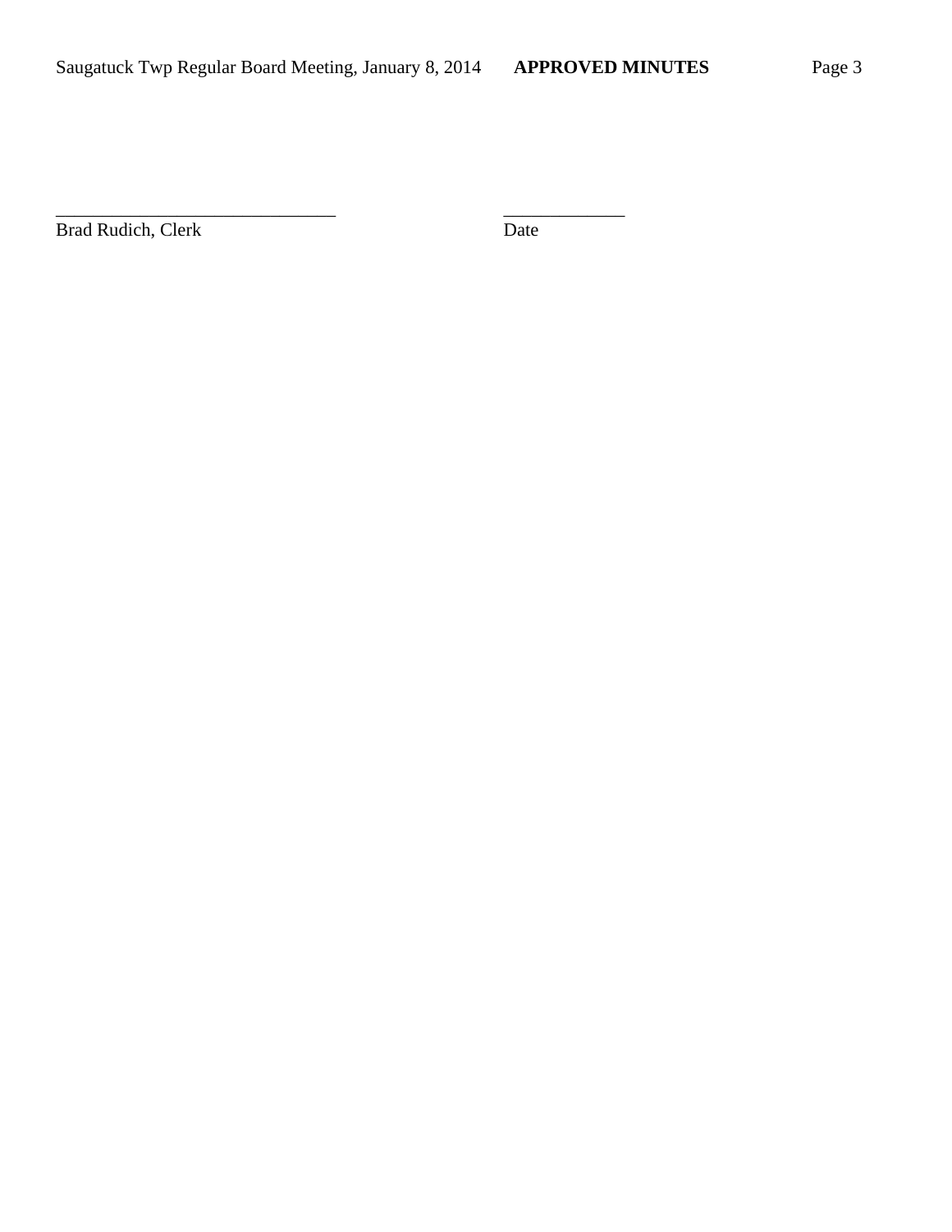\_\_\_\_\_\_\_\_\_\_\_\_\_\_\_\_\_\_\_\_\_\_\_\_\_\_\_\_\_\_ \_\_\_\_\_\_\_\_\_\_\_\_\_

Brad Rudich, Clerk Date